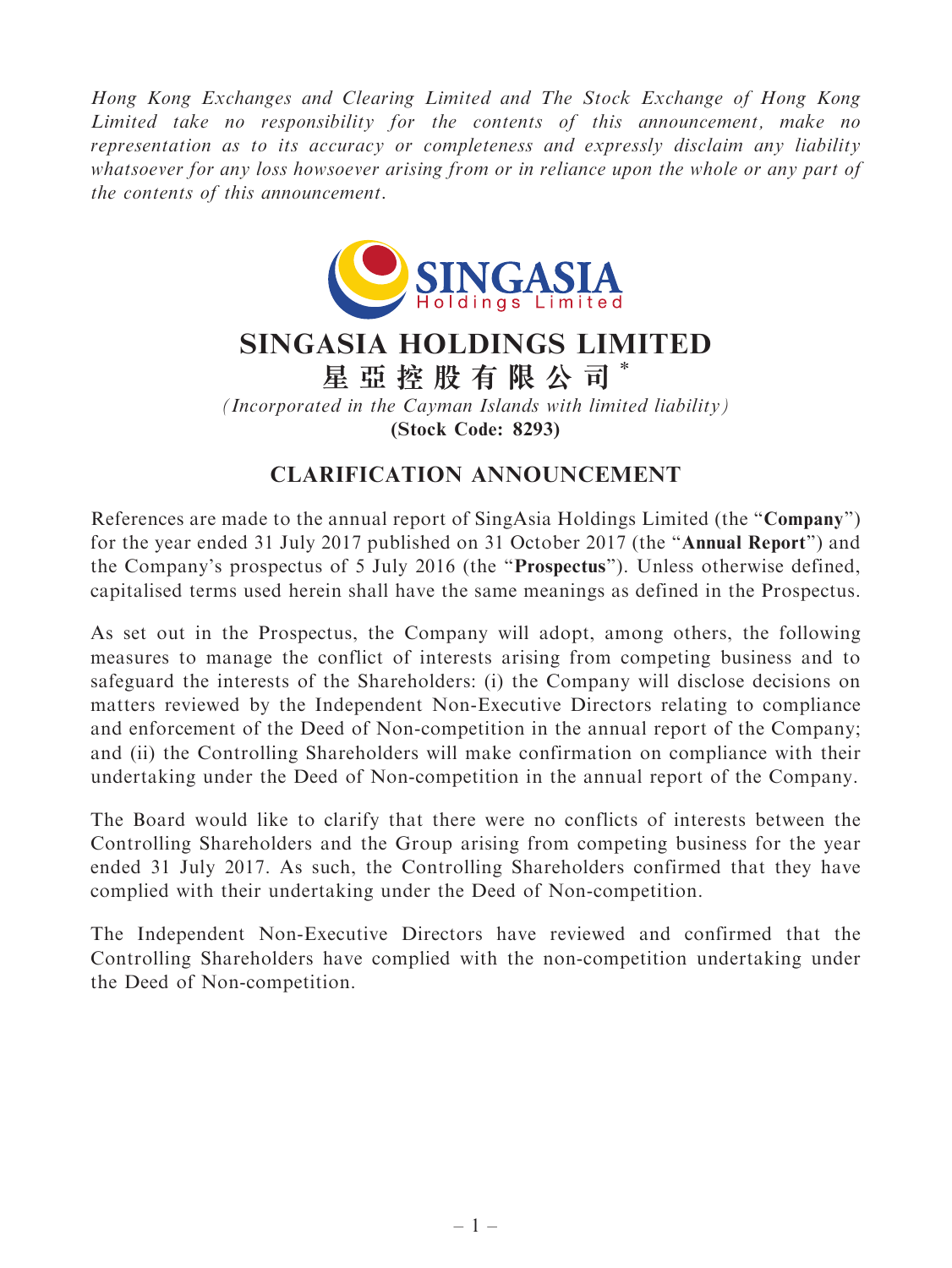*Hong Kong Exchanges and Clearing Limited and The Stock Exchange of Hong Kong Limited take no responsibility for the contents of this announcement, make no representation as to its accuracy or completeness and expressly disclaim any liability whatsoever for any loss howsoever arising from or in reliance upon the whole or any part of the contents of this announcement.*

# SINGASIA HOLDINGS LIMITED

# 星亞控股有限公司 *

*(Incorporated in the Cayman Islands with limited liability)*

**(Stock Code: 8293)**

## CLARIFICATION ANNOUNCEMENT

References are made to the annual report of SingAsia Holdings Limited (the "**Company**") for the year ended 31 July 2017 published on 31 October 2017 (the "**Annual Report**") and the Company's prospectus of 5 July 2016 (the "**Prospectus**"). Unless otherwise defined, capitalised terms used herein shall have the same meanings as defined in the Prospectus.

As set out in the Prospectus, the Company will adopt, among others, the following measures to manage the conflict of interests arising from competing business and to safeguard the interests of the Shareholders: (i) the Company will disclose decisions on matters reviewed by the Independent Non-Executive Directors relating to compliance and enforcement of the Deed of Non-competition in the annual report of the Company; and (ii) the Controlling Shareholders will make confirmation on compliance with their undertaking under the Deed of Non-competition in the annual report of the Company.

The Board would like to clarify that there were no conflicts of interests between the Controlling Shareholders and the Group arising from competing business for the year ended 31 July 2017. As such, the Controlling Shareholders confirmed that they have complied with their undertaking under the Deed of Non-competition.

The Independent Non-Executive Directors have reviewed and confirmed that the Controlling Shareholders have complied with the non-competition undertaking under the Deed of Non-competition.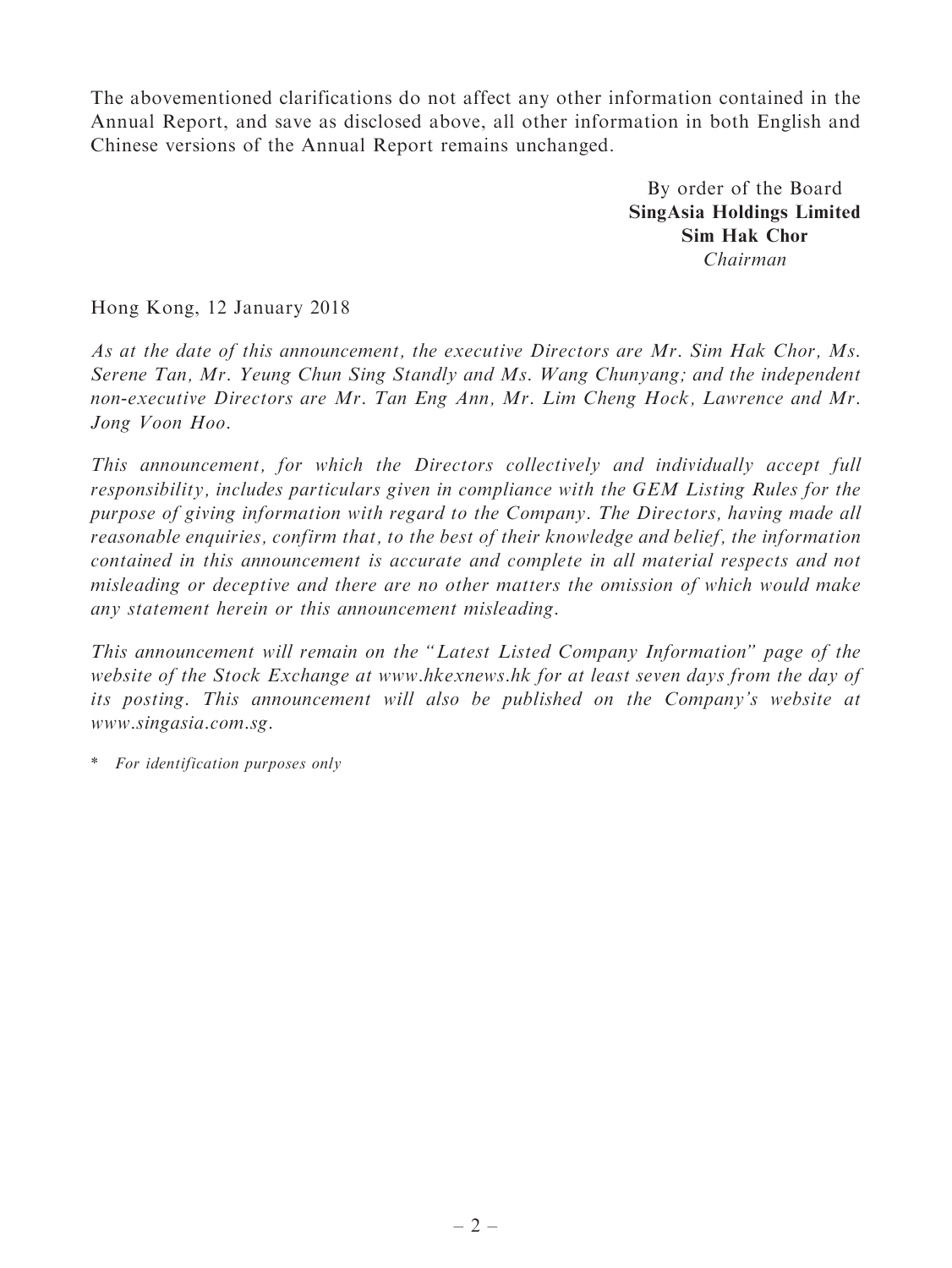The abovementioned clarifications do not affect any other information contained in the Annual Report, and save as disclosed above, all other information in both English and Chinese versions of the Annual Report remains unchanged.

By order of the Board
**SingAsia Holdings Limited**
**Sim Hak Chor**
*Chairman*

Hong Kong, 12 January 2018

*As at the date of this announcement, the executive Directors are Mr. Sim Hak Chor, Ms. Serene Tan, Mr. Yeung Chun Sing Standly and Ms. Wang Chunyang; and the independent non-executive Directors are Mr. Tan Eng Ann, Mr. Lim Cheng Hock, Lawrence and Mr. Jong Voon Hoo.*

*This announcement, for which the Directors collectively and individually accept full responsibility, includes particulars given in compliance with the GEM Listing Rules for the purpose of giving information with regard to the Company. The Directors, having made all reasonable enquiries, confirm that, to the best of their knowledge and belief, the information contained in this announcement is accurate and complete in all material respects and not misleading or deceptive and there are no other matters the omission of which would make any statement herein or this announcement misleading.*

*This announcement will remain on the "Latest Listed Company Information" page of the website of the Stock Exchange at www.hkexnews.hk for at least seven days from the day of its posting. This announcement will also be published on the Company's website at www.singasia.com.sg.*

\* *For identification purposes only*